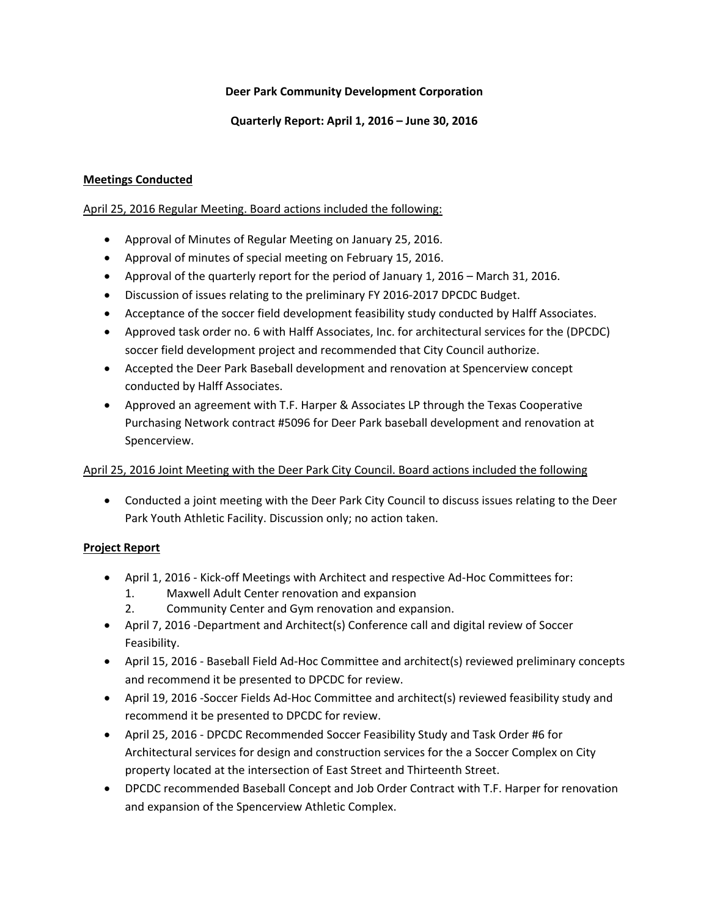**Deer Park Community Development Corporation**

**Quarterly Report: April 1, 2016 – June 30, 2016**

**Meetings Conducted**

April 25, 2016 Regular Meeting. Board actions included the following:

- Approval of Minutes of Regular Meeting on January 25, 2016.
- Approval of minutes of special meeting on February 15, 2016.
- Approval of the quarterly report for the period of January 1, 2016 – March 31, 2016.
- Discussion of issues relating to the preliminary FY 2016-2017 DPCDC Budget.
- Acceptance of the soccer field development feasibility study conducted by Halff Associates.
- Approved task order no. 6 with Halff Associates, Inc. for architectural services for the (DPCDC) soccer field development project and recommended that City Council authorize.
- Accepted the Deer Park Baseball development and renovation at Spencerview concept conducted by Halff Associates.
- Approved an agreement with T.F. Harper & Associates LP through the Texas Cooperative Purchasing Network contract #5096 for Deer Park baseball development and renovation at Spencerview.

April 25, 2016 Joint Meeting with the Deer Park City Council. Board actions included the following

- Conducted a joint meeting with the Deer Park City Council to discuss issues relating to the Deer Park Youth Athletic Facility. Discussion only; no action taken.

**Project Report**

- April 1, 2016 - Kick-off Meetings with Architect and respective Ad-Hoc Committees for:
  1. Maxwell Adult Center renovation and expansion
  2. Community Center and Gym renovation and expansion.
- April 7, 2016 -Department and Architect(s) Conference call and digital review of Soccer Feasibility.
- April 15, 2016 - Baseball Field Ad-Hoc Committee and architect(s) reviewed preliminary concepts and recommend it be presented to DPCDC for review.
- April 19, 2016 -Soccer Fields Ad-Hoc Committee and architect(s) reviewed feasibility study and recommend it be presented to DPCDC for review.
- April 25, 2016 - DPCDC Recommended Soccer Feasibility Study and Task Order #6 for Architectural services for design and construction services for the a Soccer Complex on City property located at the intersection of East Street and Thirteenth Street.
- DPCDC recommended Baseball Concept and Job Order Contract with T.F. Harper for renovation and expansion of the Spencerview Athletic Complex.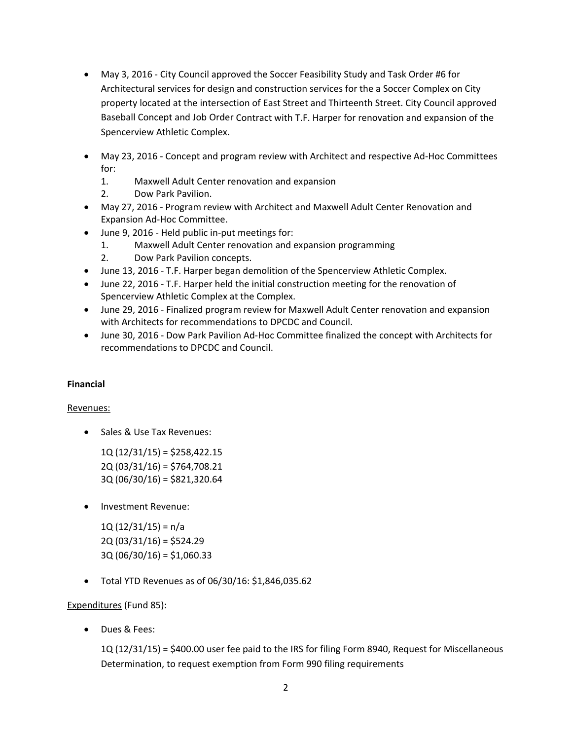- May 3, 2016 - City Council approved the Soccer Feasibility Study and Task Order #6 for Architectural services for design and construction services for the a Soccer Complex on City property located at the intersection of East Street and Thirteenth Street. City Council approved Baseball Concept and Job Order Contract with T.F. Harper for renovation and expansion of the Spencerview Athletic Complex.

- May 23, 2016 - Concept and program review with Architect and respective Ad-Hoc Committees for:
  1. Maxwell Adult Center renovation and expansion
  2. Dow Park Pavilion.
- May 27, 2016 - Program review with Architect and Maxwell Adult Center Renovation and Expansion Ad-Hoc Committee.
- June 9, 2016 - Held public in-put meetings for:
  1. Maxwell Adult Center renovation and expansion programming
  2. Dow Park Pavilion concepts.
- June 13, 2016 - T.F. Harper began demolition of the Spencerview Athletic Complex.
- June 22, 2016 - T.F. Harper held the initial construction meeting for the renovation of Spencerview Athletic Complex at the Complex.
- June 29, 2016 - Finalized program review for Maxwell Adult Center renovation and expansion with Architects for recommendations to DPCDC and Council.
- June 30, 2016 - Dow Park Pavilion Ad-Hoc Committee finalized the concept with Architects for recommendations to DPCDC and Council.

**Financial**

Revenues:

- Sales & Use Tax Revenues:

  1Q (12/31/15) = $258,422.15
  2Q (03/31/16) = $764,708.21
  3Q (06/30/16) = $821,320.64

- Investment Revenue:

  1Q (12/31/15) = n/a
  2Q (03/31/16) = $524.29
  3Q (06/30/16) = $1,060.33

- Total YTD Revenues as of 06/30/16: $1,846,035.62

Expenditures (Fund 85):

- Dues & Fees:

  1Q (12/31/15) = $400.00 user fee paid to the IRS for filing Form 8940, Request for Miscellaneous Determination, to request exemption from Form 990 filing requirements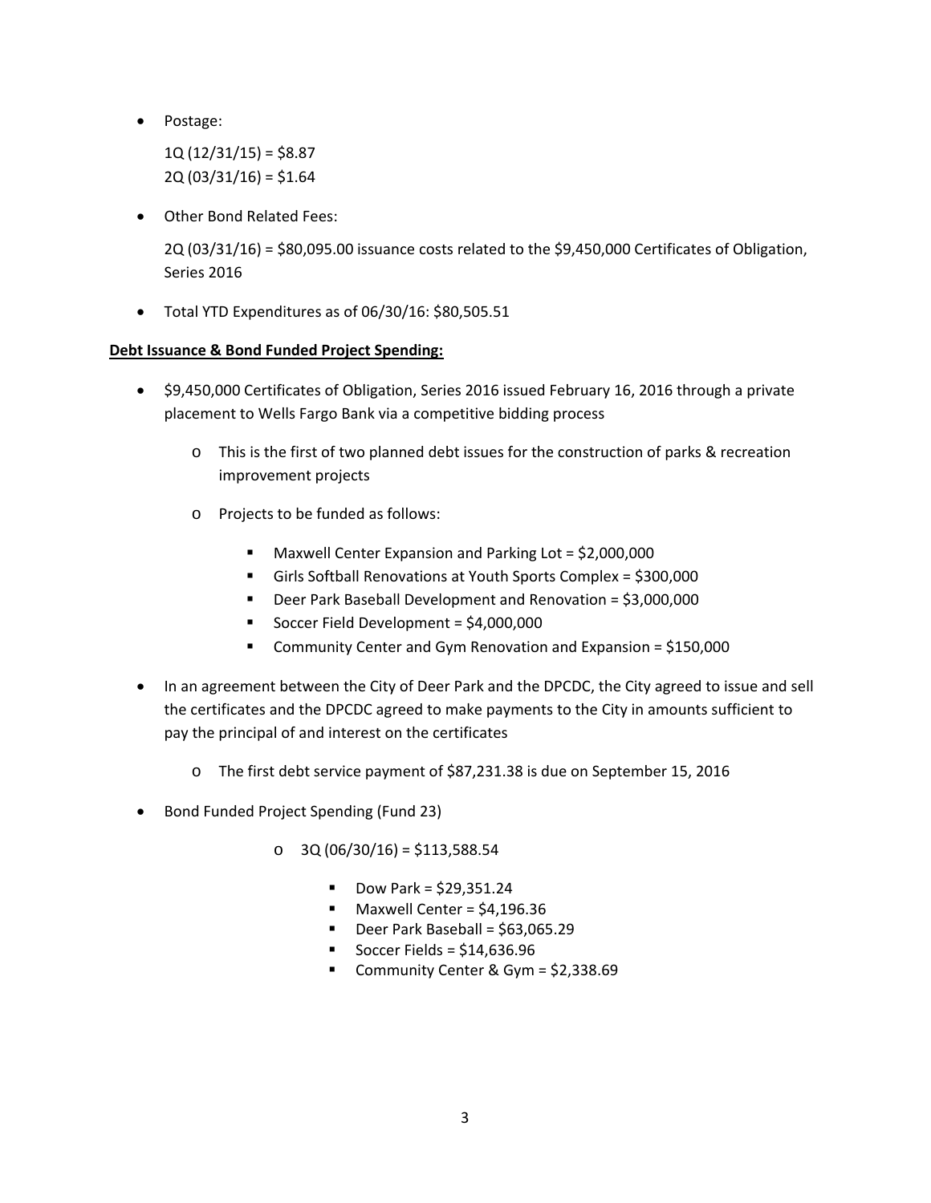- Postage:

  1Q (12/31/15) = $8.87
  2Q (03/31/16) = $1.64

- Other Bond Related Fees:

  2Q (03/31/16) = $80,095.00 issuance costs related to the $9,450,000 Certificates of Obligation, Series 2016

- Total YTD Expenditures as of 06/30/16: $80,505.51

**Debt Issuance & Bond Funded Project Spending:**

- $9,450,000 Certificates of Obligation, Series 2016 issued February 16, 2016 through a private placement to Wells Fargo Bank via a competitive bidding process
  - This is the first of two planned debt issues for the construction of parks & recreation improvement projects
  - Projects to be funded as follows:
    - Maxwell Center Expansion and Parking Lot = $2,000,000
    - Girls Softball Renovations at Youth Sports Complex = $300,000
    - Deer Park Baseball Development and Renovation = $3,000,000
    - Soccer Field Development = $4,000,000
    - Community Center and Gym Renovation and Expansion = $150,000
- In an agreement between the City of Deer Park and the DPCDC, the City agreed to issue and sell the certificates and the DPCDC agreed to make payments to the City in amounts sufficient to pay the principal of and interest on the certificates
  - The first debt service payment of $87,231.38 is due on September 15, 2016
- Bond Funded Project Spending (Fund 23)
  - 3Q (06/30/16) = $113,588.54
    - Dow Park = $29,351.24
    - Maxwell Center = $4,196.36
    - Deer Park Baseball = $63,065.29
    - Soccer Fields = $14,636.96
    - Community Center & Gym = $2,338.69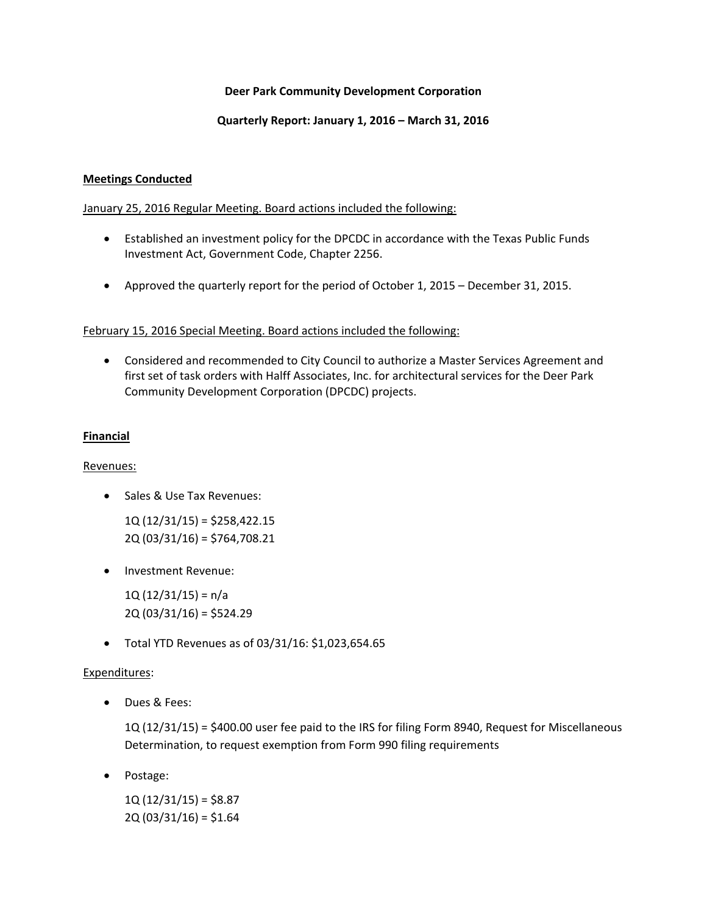**Deer Park Community Development Corporation**

**Quarterly Report: January 1, 2016 – March 31, 2016**

**Meetings Conducted**

January 25, 2016 Regular Meeting. Board actions included the following:

- Established an investment policy for the DPCDC in accordance with the Texas Public Funds Investment Act, Government Code, Chapter 2256.
- Approved the quarterly report for the period of October 1, 2015 – December 31, 2015.

February 15, 2016 Special Meeting. Board actions included the following:

- Considered and recommended to City Council to authorize a Master Services Agreement and first set of task orders with Halff Associates, Inc. for architectural services for the Deer Park Community Development Corporation (DPCDC) projects.

**Financial**

Revenues:

- Sales & Use Tax Revenues:

  1Q (12/31/15) = $258,422.15
  2Q (03/31/16) = $764,708.21

- Investment Revenue:

  1Q (12/31/15) = n/a
  2Q (03/31/16) = $524.29

- Total YTD Revenues as of 03/31/16: $1,023,654.65

Expenditures:

- Dues & Fees:

  1Q (12/31/15) = $400.00 user fee paid to the IRS for filing Form 8940, Request for Miscellaneous Determination, to request exemption from Form 990 filing requirements

- Postage:

  1Q (12/31/15) = $8.87
  2Q (03/31/16) = $1.64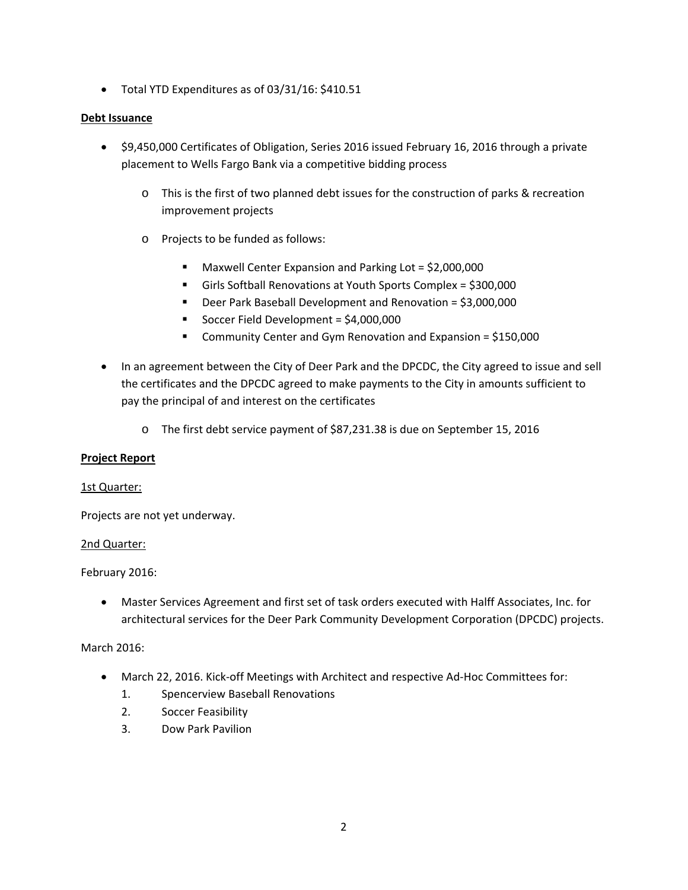- Total YTD Expenditures as of 03/31/16: $410.51

**Debt Issuance**

- $9,450,000 Certificates of Obligation, Series 2016 issued February 16, 2016 through a private placement to Wells Fargo Bank via a competitive bidding process
    - This is the first of two planned debt issues for the construction of parks & recreation improvement projects
    - Projects to be funded as follows:
        - Maxwell Center Expansion and Parking Lot = $2,000,000
        - Girls Softball Renovations at Youth Sports Complex = $300,000
        - Deer Park Baseball Development and Renovation = $3,000,000
        - Soccer Field Development = $4,000,000
        - Community Center and Gym Renovation and Expansion = $150,000
- In an agreement between the City of Deer Park and the DPCDC, the City agreed to issue and sell the certificates and the DPCDC agreed to make payments to the City in amounts sufficient to pay the principal of and interest on the certificates
    - The first debt service payment of $87,231.38 is due on September 15, 2016

**Project Report**

1st Quarter:

Projects are not yet underway.

2nd Quarter:

February 2016:

- Master Services Agreement and first set of task orders executed with Halff Associates, Inc. for architectural services for the Deer Park Community Development Corporation (DPCDC) projects.

March 2016:

- March 22, 2016. Kick-off Meetings with Architect and respective Ad-Hoc Committees for:
    1. Spencerview Baseball Renovations
    2. Soccer Feasibility
    3. Dow Park Pavilion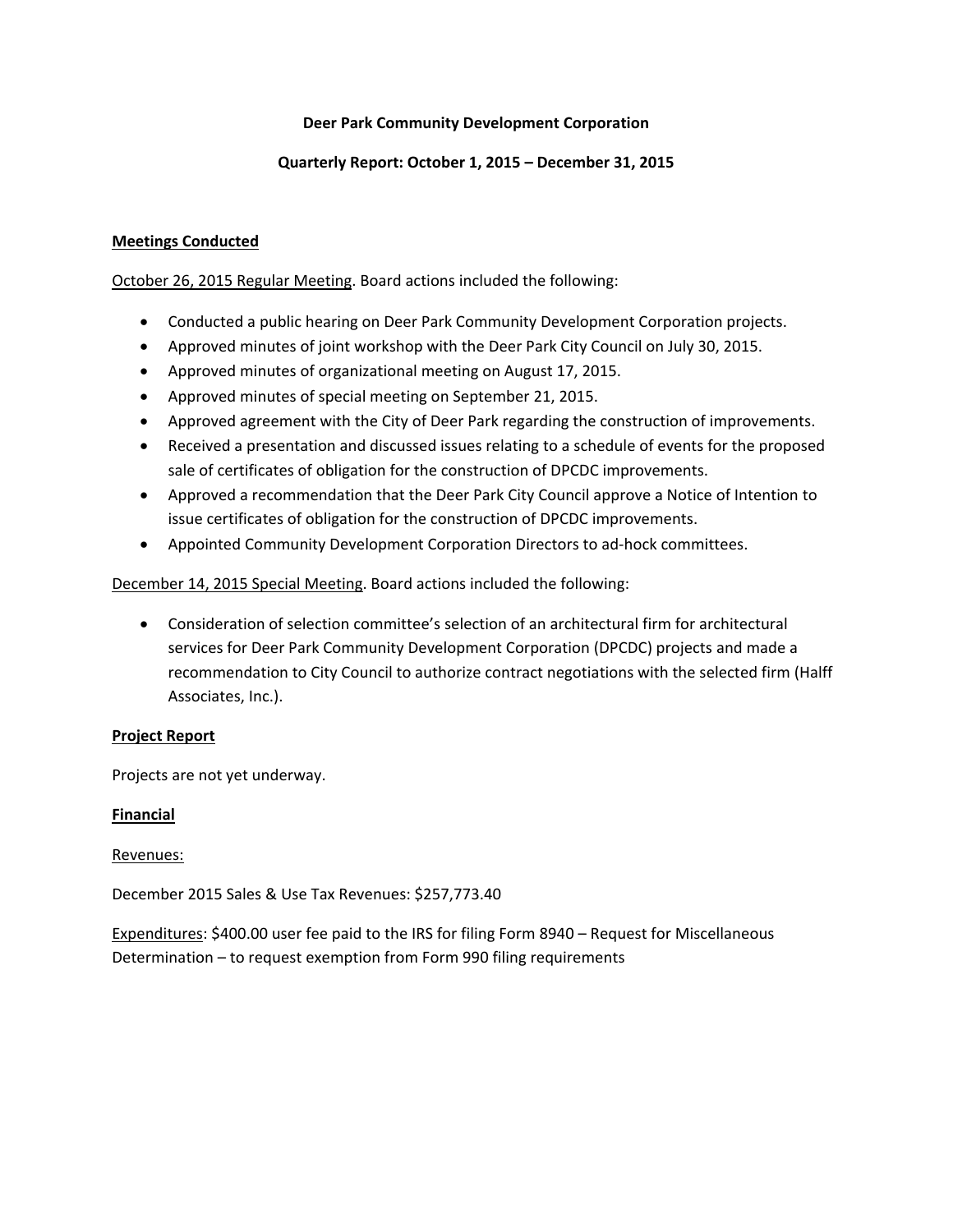**Deer Park Community Development Corporation**

**Quarterly Report: October 1, 2015 – December 31, 2015**

**Meetings Conducted**

October 26, 2015 Regular Meeting. Board actions included the following:

- Conducted a public hearing on Deer Park Community Development Corporation projects.
- Approved minutes of joint workshop with the Deer Park City Council on July 30, 2015.
- Approved minutes of organizational meeting on August 17, 2015.
- Approved minutes of special meeting on September 21, 2015.
- Approved agreement with the City of Deer Park regarding the construction of improvements.
- Received a presentation and discussed issues relating to a schedule of events for the proposed sale of certificates of obligation for the construction of DPCDC improvements.
- Approved a recommendation that the Deer Park City Council approve a Notice of Intention to issue certificates of obligation for the construction of DPCDC improvements.
- Appointed Community Development Corporation Directors to ad-hock committees.

December 14, 2015 Special Meeting. Board actions included the following:

- Consideration of selection committee's selection of an architectural firm for architectural services for Deer Park Community Development Corporation (DPCDC) projects and made a recommendation to City Council to authorize contract negotiations with the selected firm (Halff Associates, Inc.).

**Project Report**

Projects are not yet underway.

**Financial**

Revenues:

December 2015 Sales & Use Tax Revenues: $257,773.40

Expenditures: $400.00 user fee paid to the IRS for filing Form 8940 – Request for Miscellaneous Determination – to request exemption from Form 990 filing requirements